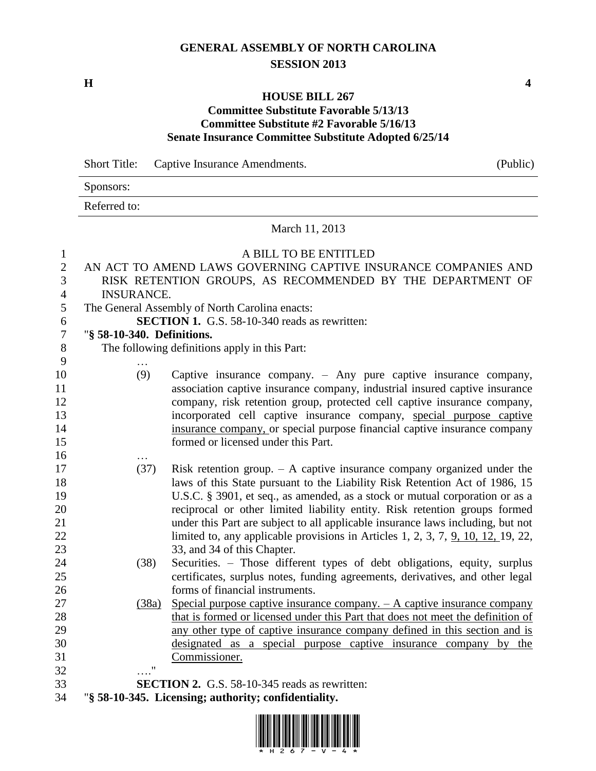# GENERAL ASSEMBLY OF NORTH CAROLINA
## SESSION 2013

**H** **4**

### HOUSE BILL 267
### Committee Substitute Favorable 5/13/13
### Committee Substitute #2 Favorable 5/16/13
### Senate Insurance Committee Substitute Adopted 6/25/14

| Short Title: | Captive Insurance Amendments. | (Public) |
|---|---|---|
| Sponsors: | | |
| Referred to: | | |

March 11, 2013

A BILL TO BE ENTITLED

AN ACT TO AMEND LAWS GOVERNING CAPTIVE INSURANCE COMPANIES AND RISK RETENTION GROUPS, AS RECOMMENDED BY THE DEPARTMENT OF INSURANCE.

The General Assembly of North Carolina enacts:

**SECTION 1.** G.S. 58-10-340 reads as rewritten:

"**§ 58-10-340. Definitions.**

The following definitions apply in this Part:

…

(9) Captive insurance company. – Any pure captive insurance company, association captive insurance company, industrial insured captive insurance company, risk retention group, protected cell captive insurance company, incorporated cell captive insurance company, <u>special purpose captive insurance company,</u> or special purpose financial captive insurance company formed or licensed under this Part.

…

(37) Risk retention group. – A captive insurance company organized under the laws of this State pursuant to the Liability Risk Retention Act of 1986, 15 U.S.C. § 3901, et seq., as amended, as a stock or mutual corporation or as a reciprocal or other limited liability entity. Risk retention groups formed under this Part are subject to all applicable insurance laws including, but not limited to, any applicable provisions in Articles 1, 2, 3, 7, <u>9, 10, 12,</u> 19, 22, 33, and 34 of this Chapter.

(38) Securities. – Those different types of debt obligations, equity, surplus certificates, surplus notes, funding agreements, derivatives, and other legal forms of financial instruments.

<u>(38a) Special purpose captive insurance company. – A captive insurance company that is formed or licensed under this Part that does not meet the definition of any other type of captive insurance company defined in this section and is designated as a special purpose captive insurance company by the Commissioner.</u>

…."

**SECTION 2.** G.S. 58-10-345 reads as rewritten:

"**§ 58-10-345. Licensing; authority; confidentiality.**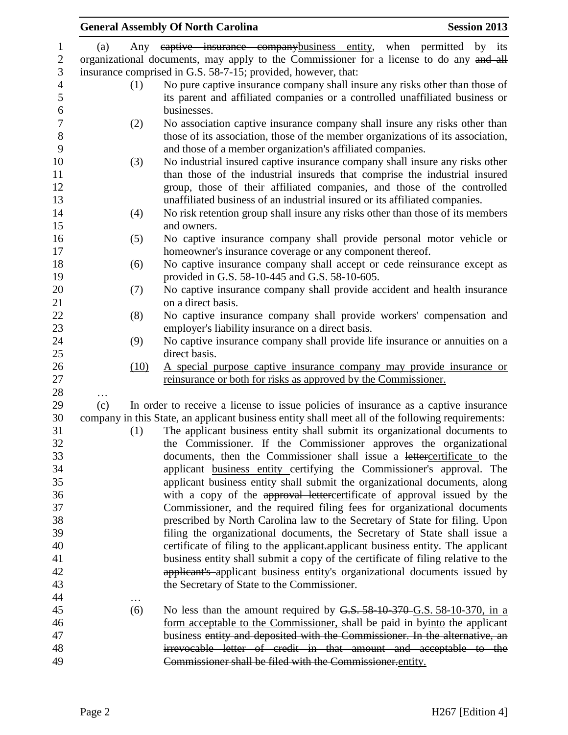(a) Any ~~captive insurance company~~business entity, when permitted by its organizational documents, may apply to the Commissioner for a license to do any ~~and all~~ insurance comprised in G.S. 58-7-15; provided, however, that:

(1) No pure captive insurance company shall insure any risks other than those of its parent and affiliated companies or a controlled unaffiliated business or businesses.

(2) No association captive insurance company shall insure any risks other than those of its association, those of the member organizations of its association, and those of a member organization's affiliated companies.

(3) No industrial insured captive insurance company shall insure any risks other than those of the industrial insureds that comprise the industrial insured group, those of their affiliated companies, and those of the controlled unaffiliated business of an industrial insured or its affiliated companies.

(4) No risk retention group shall insure any risks other than those of its members and owners.

(5) No captive insurance company shall provide personal motor vehicle or homeowner's insurance coverage or any component thereof.

(6) No captive insurance company shall accept or cede reinsurance except as provided in G.S. 58-10-445 and G.S. 58-10-605.

(7) No captive insurance company shall provide accident and health insurance on a direct basis.

(8) No captive insurance company shall provide workers' compensation and employer's liability insurance on a direct basis.

(9) No captive insurance company shall provide life insurance or annuities on a direct basis.

<u>(10)</u> <u>A special purpose captive insurance company may provide insurance or reinsurance or both for risks as approved by the Commissioner.</u>

…

(c) In order to receive a license to issue policies of insurance as a captive insurance company in this State, an applicant business entity shall meet all of the following requirements:

(1) The applicant business entity shall submit its organizational documents to the Commissioner. If the Commissioner approves the organizational documents, then the Commissioner shall issue a ~~letter~~<u>certificate</u> to the applicant <u>business entity</u> certifying the Commissioner's approval. The applicant business entity shall submit the organizational documents, along with a copy of the ~~approval letter~~<u>certificate of approval</u> issued by the Commissioner, and the required filing fees for organizational documents prescribed by North Carolina law to the Secretary of State for filing. Upon filing the organizational documents, the Secretary of State shall issue a certificate of filing to the ~~applicant.~~<u>applicant business entity.</u> The applicant business entity shall submit a copy of the certificate of filing relative to the ~~applicant's~~ <u>applicant business entity's</u> organizational documents issued by the Secretary of State to the Commissioner.

…

(6) No less than the amount required by ~~G.S. 58-10-370~~ <u>G.S. 58-10-370, in a form acceptable to the Commissioner,</u> shall be paid ~~in by~~<u>into</u> the applicant business ~~entity and deposited with the Commissioner. In the alternative, an irrevocable letter of credit in that amount and acceptable to the Commissioner shall be filed with the Commissioner.~~<u>entity.</u>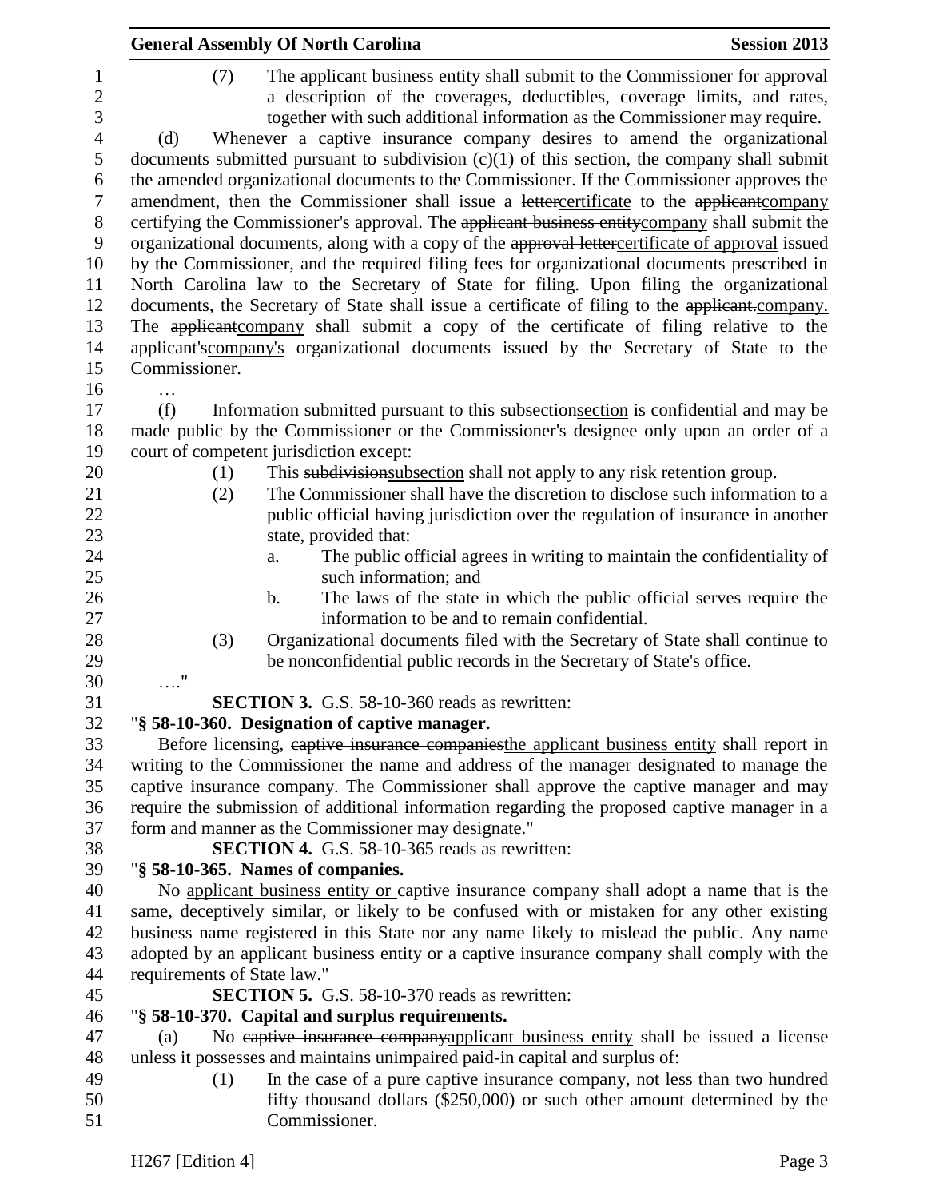(7) The applicant business entity shall submit to the Commissioner for approval a description of the coverages, deductibles, coverage limits, and rates, together with such additional information as the Commissioner may require.

(d) Whenever a captive insurance company desires to amend the organizational documents submitted pursuant to subdivision (c)(1) of this section, the company shall submit the amended organizational documents to the Commissioner. If the Commissioner approves the amendment, then the Commissioner shall issue a ~~letter~~certificate to the ~~applicant~~company certifying the Commissioner's approval. The ~~applicant business entity~~company shall submit the organizational documents, along with a copy of the ~~approval letter~~certificate of approval issued by the Commissioner, and the required filing fees for organizational documents prescribed in North Carolina law to the Secretary of State for filing. Upon filing the organizational documents, the Secretary of State shall issue a certificate of filing to the ~~applicant.~~company. The ~~applicant~~company shall submit a copy of the certificate of filing relative to the ~~applicant's~~company's organizational documents issued by the Secretary of State to the Commissioner.

…

(f) Information submitted pursuant to this ~~subsection~~section is confidential and may be made public by the Commissioner or the Commissioner's designee only upon an order of a court of competent jurisdiction except:

(1) This ~~subdivision~~subsection shall not apply to any risk retention group.

(2) The Commissioner shall have the discretion to disclose such information to a public official having jurisdiction over the regulation of insurance in another state, provided that:

a. The public official agrees in writing to maintain the confidentiality of such information; and

b. The laws of the state in which the public official serves require the information to be and to remain confidential.

(3) Organizational documents filed with the Secretary of State shall continue to be nonconfidential public records in the Secretary of State's office.

…."

**SECTION 3.** G.S. 58-10-360 reads as rewritten:

"**§ 58-10-360. Designation of captive manager.**

Before licensing, ~~captive insurance companies~~the applicant business entity shall report in writing to the Commissioner the name and address of the manager designated to manage the captive insurance company. The Commissioner shall approve the captive manager and may require the submission of additional information regarding the proposed captive manager in a form and manner as the Commissioner may designate."

**SECTION 4.** G.S. 58-10-365 reads as rewritten:

"**§ 58-10-365. Names of companies.**

No applicant business entity or captive insurance company shall adopt a name that is the same, deceptively similar, or likely to be confused with or mistaken for any other existing business name registered in this State nor any name likely to mislead the public. Any name adopted by an applicant business entity or a captive insurance company shall comply with the requirements of State law."

**SECTION 5.** G.S. 58-10-370 reads as rewritten:

"**§ 58-10-370. Capital and surplus requirements.**

(a) No ~~captive insurance company~~applicant business entity shall be issued a license unless it possesses and maintains unimpaired paid-in capital and surplus of:

(1) In the case of a pure captive insurance company, not less than two hundred fifty thousand dollars ($250,000) or such other amount determined by the Commissioner.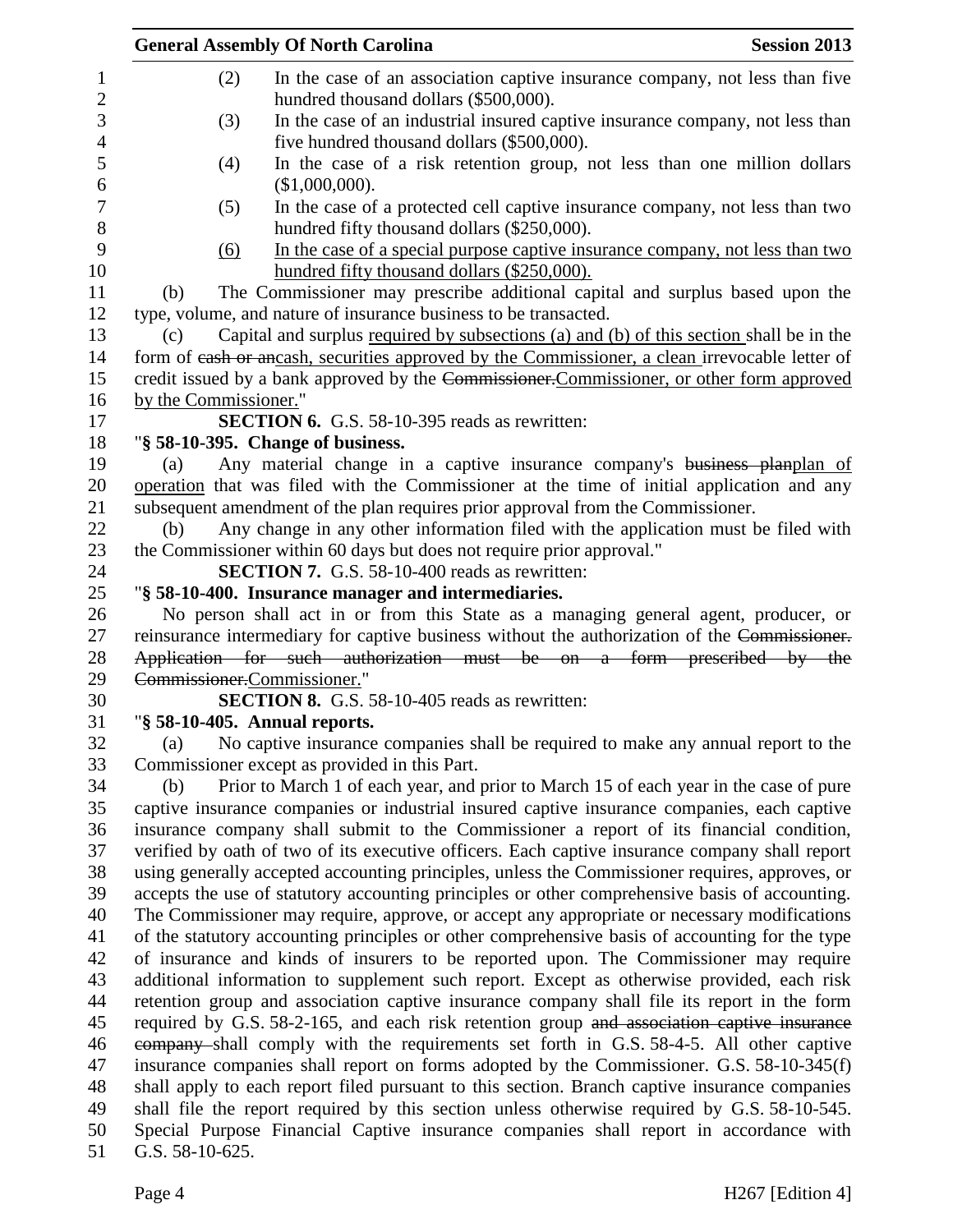(2) In the case of an association captive insurance company, not less than five hundred thousand dollars ($500,000).

(3) In the case of an industrial insured captive insurance company, not less than five hundred thousand dollars ($500,000).

(4) In the case of a risk retention group, not less than one million dollars ($1,000,000).

(5) In the case of a protected cell captive insurance company, not less than two hundred fifty thousand dollars ($250,000).

(6) In the case of a special purpose captive insurance company, not less than two hundred fifty thousand dollars ($250,000).

(b) The Commissioner may prescribe additional capital and surplus based upon the type, volume, and nature of insurance business to be transacted.

(c) Capital and surplus required by subsections (a) and (b) of this section shall be in the form of ~~cash or an~~cash, securities approved by the Commissioner, a clean irrevocable letter of credit issued by a bank approved by the ~~Commissioner.~~Commissioner, or other form approved by the Commissioner."

**SECTION 6.** G.S. 58-10-395 reads as rewritten:

"**§ 58-10-395. Change of business.**

(a) Any material change in a captive insurance company's ~~business plan~~plan of operation that was filed with the Commissioner at the time of initial application and any subsequent amendment of the plan requires prior approval from the Commissioner.

(b) Any change in any other information filed with the application must be filed with the Commissioner within 60 days but does not require prior approval."

**SECTION 7.** G.S. 58-10-400 reads as rewritten:

"**§ 58-10-400. Insurance manager and intermediaries.**

No person shall act in or from this State as a managing general agent, producer, or reinsurance intermediary for captive business without the authorization of the ~~Commissioner. Application for such authorization must be on a form prescribed by the Commissioner.~~Commissioner."

**SECTION 8.** G.S. 58-10-405 reads as rewritten:

"**§ 58-10-405. Annual reports.**

(a) No captive insurance companies shall be required to make any annual report to the Commissioner except as provided in this Part.

(b) Prior to March 1 of each year, and prior to March 15 of each year in the case of pure captive insurance companies or industrial insured captive insurance companies, each captive insurance company shall submit to the Commissioner a report of its financial condition, verified by oath of two of its executive officers. Each captive insurance company shall report using generally accepted accounting principles, unless the Commissioner requires, approves, or accepts the use of statutory accounting principles or other comprehensive basis of accounting. The Commissioner may require, approve, or accept any appropriate or necessary modifications of the statutory accounting principles or other comprehensive basis of accounting for the type of insurance and kinds of insurers to be reported upon. The Commissioner may require additional information to supplement such report. Except as otherwise provided, each risk retention group and association captive insurance company shall file its report in the form required by G.S. 58-2-165, and each risk retention group ~~and association captive insurance company~~ shall comply with the requirements set forth in G.S. 58-4-5. All other captive insurance companies shall report on forms adopted by the Commissioner. G.S. 58-10-345(f) shall apply to each report filed pursuant to this section. Branch captive insurance companies shall file the report required by this section unless otherwise required by G.S. 58-10-545. Special Purpose Financial Captive insurance companies shall report in accordance with G.S. 58-10-625.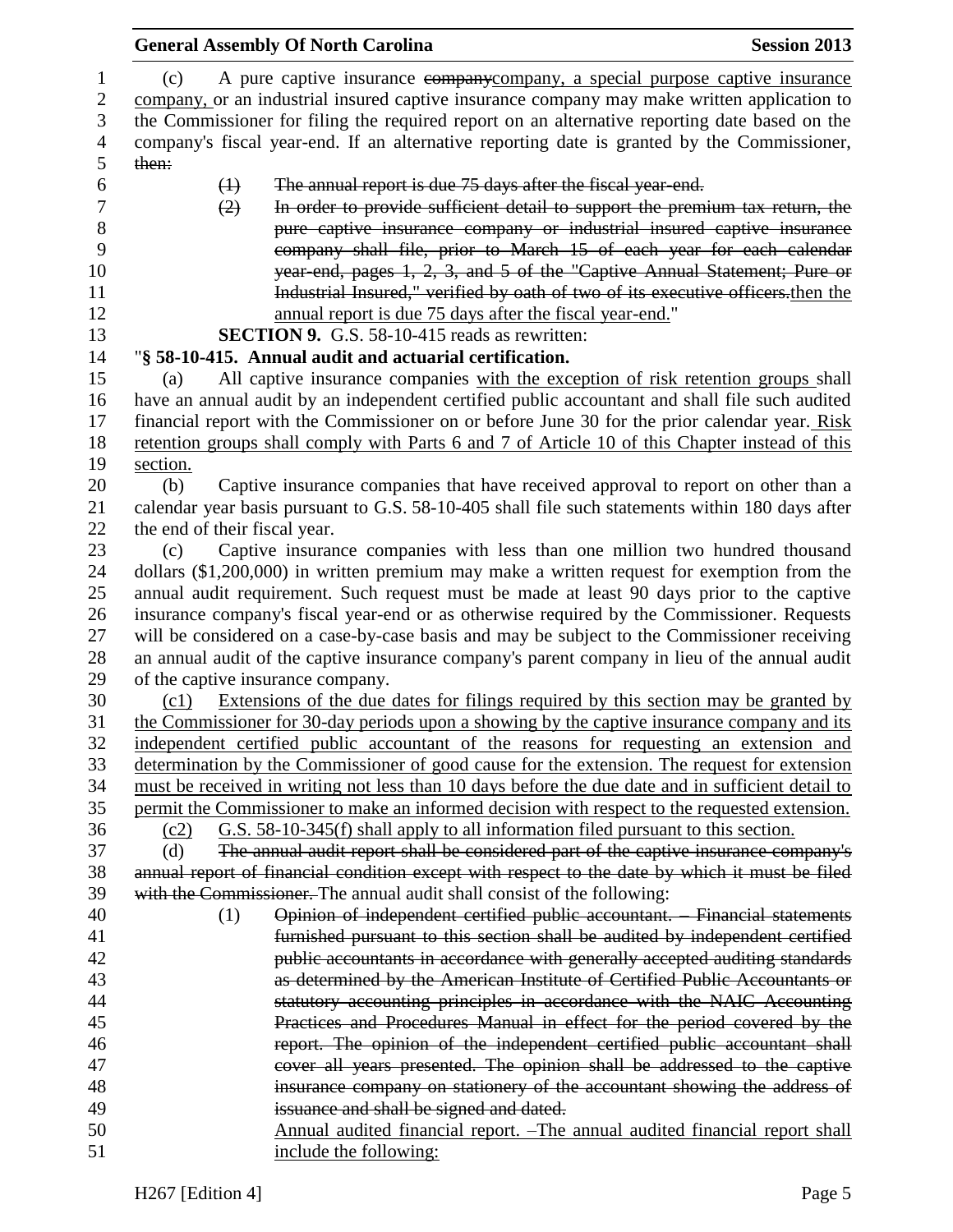(c) A pure captive insurance ~~company~~company, a special purpose captive insurance company, or an industrial insured captive insurance company may make written application to the Commissioner for filing the required report on an alternative reporting date based on the company's fiscal year-end. If an alternative reporting date is granted by the Commissioner, ~~then:~~

~~(1) The annual report is due 75 days after the fiscal year-end.~~

~~(2) In order to provide sufficient detail to support the premium tax return, the pure captive insurance company or industrial insured captive insurance company shall file, prior to March 15 of each year for each calendar year-end, pages 1, 2, 3, and 5 of the "Captive Annual Statement; Pure or Industrial Insured," verified by oath of two of its executive officers.~~then the annual report is due 75 days after the fiscal year-end."

**SECTION 9.** G.S. 58-10-415 reads as rewritten:

"**§ 58-10-415. Annual audit and actuarial certification.**

(a) All captive insurance companies with the exception of risk retention groups shall have an annual audit by an independent certified public accountant and shall file such audited financial report with the Commissioner on or before June 30 for the prior calendar year. Risk retention groups shall comply with Parts 6 and 7 of Article 10 of this Chapter instead of this section.

(b) Captive insurance companies that have received approval to report on other than a calendar year basis pursuant to G.S. 58-10-405 shall file such statements within 180 days after the end of their fiscal year.

(c) Captive insurance companies with less than one million two hundred thousand dollars ($1,200,000) in written premium may make a written request for exemption from the annual audit requirement. Such request must be made at least 90 days prior to the captive insurance company's fiscal year-end or as otherwise required by the Commissioner. Requests will be considered on a case-by-case basis and may be subject to the Commissioner receiving an annual audit of the captive insurance company's parent company in lieu of the annual audit of the captive insurance company.

(c1) Extensions of the due dates for filings required by this section may be granted by the Commissioner for 30-day periods upon a showing by the captive insurance company and its independent certified public accountant of the reasons for requesting an extension and determination by the Commissioner of good cause for the extension. The request for extension must be received in writing not less than 10 days before the due date and in sufficient detail to permit the Commissioner to make an informed decision with respect to the requested extension.

(c2) G.S. 58-10-345(f) shall apply to all information filed pursuant to this section.

(d) ~~The annual audit report shall be considered part of the captive insurance company's annual report of financial condition except with respect to the date by which it must be filed with the Commissioner.~~ The annual audit shall consist of the following:

(1) ~~Opinion of independent certified public accountant. – Financial statements furnished pursuant to this section shall be audited by independent certified public accountants in accordance with generally accepted auditing standards as determined by the American Institute of Certified Public Accountants or statutory accounting principles in accordance with the NAIC Accounting Practices and Procedures Manual in effect for the period covered by the report. The opinion of the independent certified public accountant shall cover all years presented. The opinion shall be addressed to the captive insurance company on stationery of the accountant showing the address of issuance and shall be signed and dated.~~

Annual audited financial report. –The annual audited financial report shall include the following: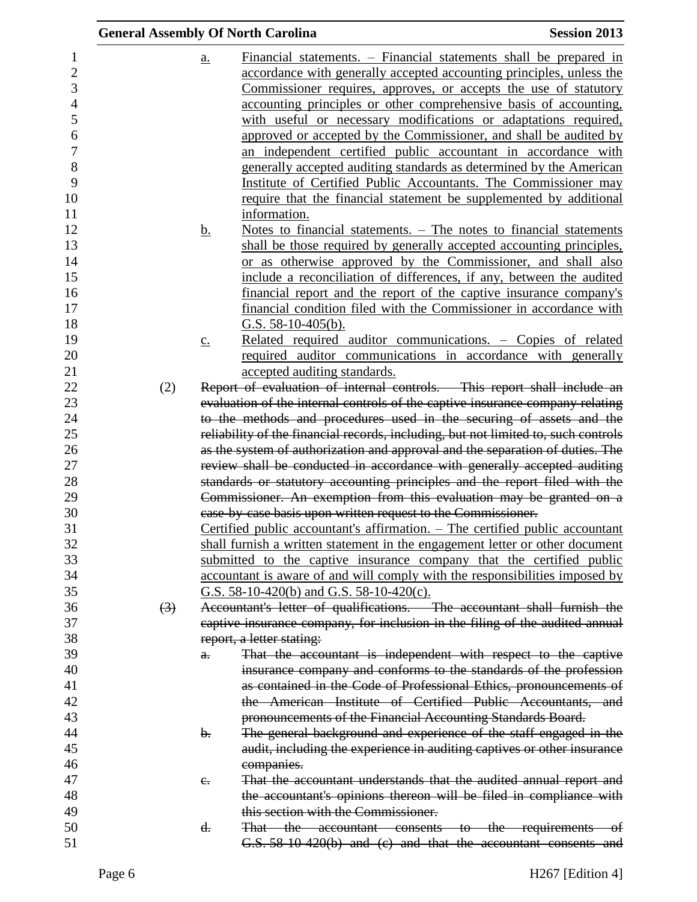a. Financial statements. – Financial statements shall be prepared in accordance with generally accepted accounting principles, unless the Commissioner requires, approves, or accepts the use of statutory accounting principles or other comprehensive basis of accounting, with useful or necessary modifications or adaptations required, approved or accepted by the Commissioner, and shall be audited by an independent certified public accountant in accordance with generally accepted auditing standards as determined by the American Institute of Certified Public Accountants. The Commissioner may require that the financial statement be supplemented by additional information.

b. Notes to financial statements. – The notes to financial statements shall be those required by generally accepted accounting principles, or as otherwise approved by the Commissioner, and shall also include a reconciliation of differences, if any, between the audited financial report and the report of the captive insurance company's financial condition filed with the Commissioner in accordance with G.S. 58-10-405(b).

c. Related required auditor communications. – Copies of related required auditor communications in accordance with generally accepted auditing standards.

(2) ~~Report of evaluation of internal controls. – This report shall include an evaluation of the internal controls of the captive insurance company relating to the methods and procedures used in the securing of assets and the reliability of the financial records, including, but not limited to, such controls as the system of authorization and approval and the separation of duties. The review shall be conducted in accordance with generally accepted auditing standards or statutory accounting principles and the report filed with the Commissioner. An exemption from this evaluation may be granted on a case-by-case basis upon written request to the Commissioner.~~
Certified public accountant's affirmation. – The certified public accountant shall furnish a written statement in the engagement letter or other document submitted to the captive insurance company that the certified public accountant is aware of and will comply with the responsibilities imposed by G.S. 58-10-420(b) and G.S. 58-10-420(c).

~~(3) Accountant's letter of qualifications. – The accountant shall furnish the captive insurance company, for inclusion in the filing of the audited annual report, a letter stating:~~

~~a. That the accountant is independent with respect to the captive insurance company and conforms to the standards of the profession as contained in the Code of Professional Ethics, pronouncements of the American Institute of Certified Public Accountants, and pronouncements of the Financial Accounting Standards Board.~~

~~b. The general background and experience of the staff engaged in the audit, including the experience in auditing captives or other insurance companies.~~

~~c. That the accountant understands that the audited annual report and the accountant's opinions thereon will be filed in compliance with this section with the Commissioner.~~

~~d. That the accountant consents to the requirements of G.S. 58-10-420(b) and (c) and that the accountant consents and~~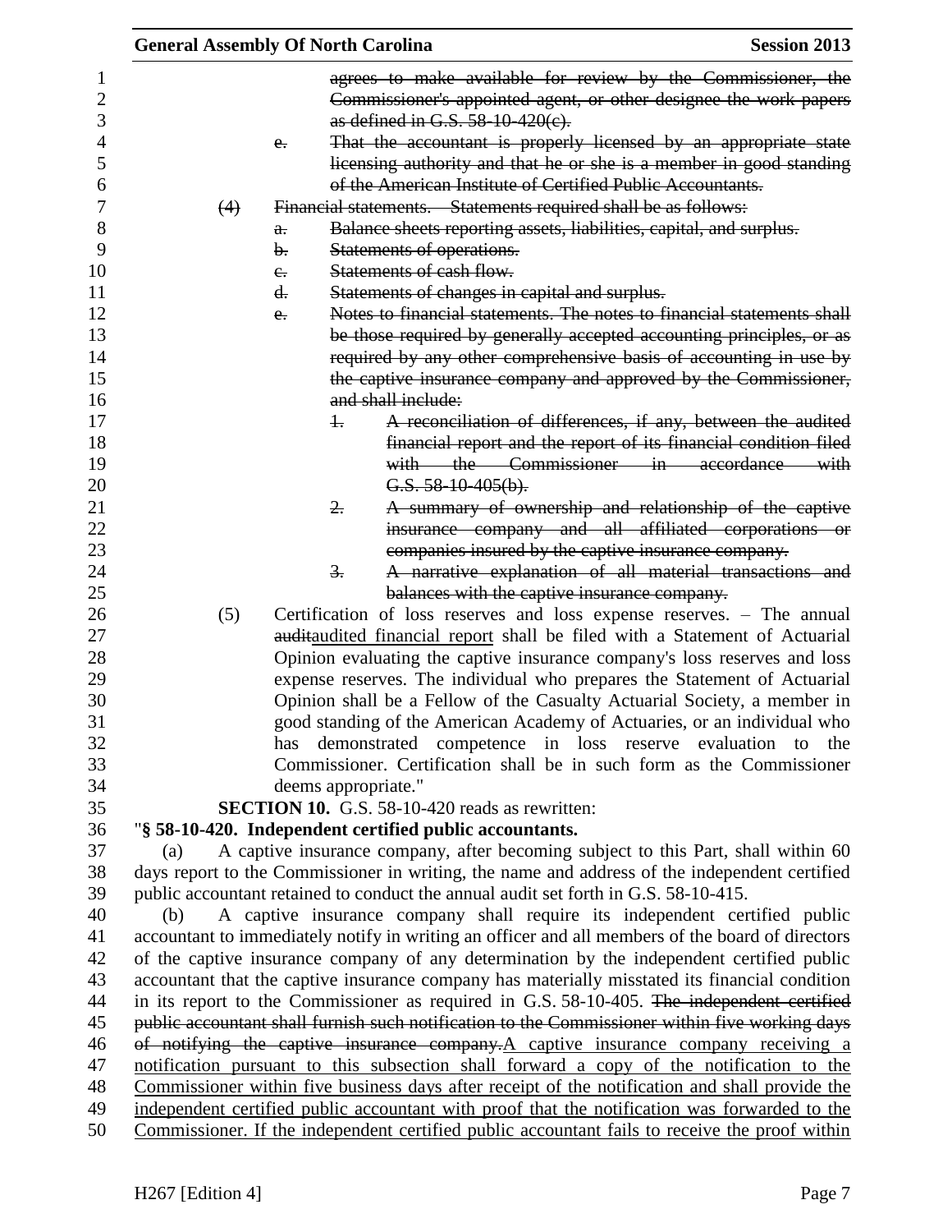~~agrees to make available for review by the Commissioner, the Commissioner's appointed agent, or other designee the work papers as defined in G.S. 58-10-420(c).~~

~~e. That the accountant is properly licensed by an appropriate state licensing authority and that he or she is a member in good standing of the American Institute of Certified Public Accountants.~~

~~(4) Financial statements. – Statements required shall be as follows:~~

~~a. Balance sheets reporting assets, liabilities, capital, and surplus.~~

~~b. Statements of operations.~~

~~c. Statements of cash flow.~~

~~d. Statements of changes in capital and surplus.~~

~~e. Notes to financial statements. The notes to financial statements shall be those required by generally accepted accounting principles, or as required by any other comprehensive basis of accounting in use by the captive insurance company and approved by the Commissioner, and shall include:~~

~~1. A reconciliation of differences, if any, between the audited financial report and the report of its financial condition filed with the Commissioner in accordance with G.S. 58-10-405(b).~~

~~2. A summary of ownership and relationship of the captive insurance company and all affiliated corporations or companies insured by the captive insurance company.~~

~~3. A narrative explanation of all material transactions and balances with the captive insurance company.~~

(5) Certification of loss reserves and loss expense reserves. – The annual ~~audit~~audited financial report shall be filed with a Statement of Actuarial Opinion evaluating the captive insurance company's loss reserves and loss expense reserves. The individual who prepares the Statement of Actuarial Opinion shall be a Fellow of the Casualty Actuarial Society, a member in good standing of the American Academy of Actuaries, or an individual who has demonstrated competence in loss reserve evaluation to the Commissioner. Certification shall be in such form as the Commissioner deems appropriate."

**SECTION 10.** G.S. 58-10-420 reads as rewritten:

"**§ 58-10-420. Independent certified public accountants.**

(a) A captive insurance company, after becoming subject to this Part, shall within 60 days report to the Commissioner in writing, the name and address of the independent certified public accountant retained to conduct the annual audit set forth in G.S. 58-10-415.

(b) A captive insurance company shall require its independent certified public accountant to immediately notify in writing an officer and all members of the board of directors of the captive insurance company of any determination by the independent certified public accountant that the captive insurance company has materially misstated its financial condition in its report to the Commissioner as required in G.S. 58-10-405. ~~The independent certified public accountant shall furnish such notification to the Commissioner within five working days of notifying the captive insurance company.~~<u>A captive insurance company receiving a notification pursuant to this subsection shall forward a copy of the notification to the Commissioner within five business days after receipt of the notification and shall provide the independent certified public accountant with proof that the notification was forwarded to the Commissioner. If the independent certified public accountant fails to receive the proof within</u>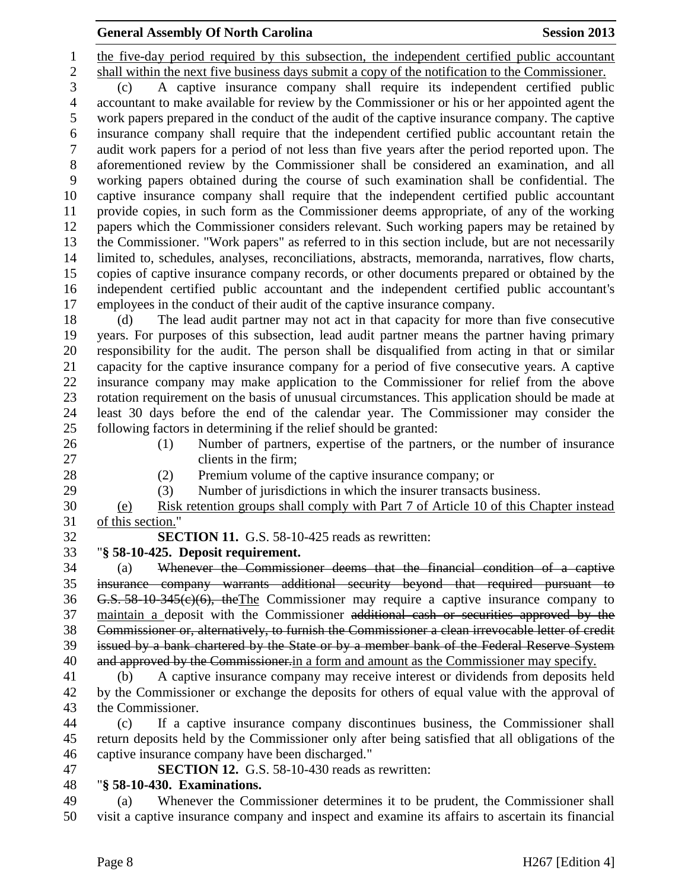the five-day period required by this subsection, the independent certified public accountant shall within the next five business days submit a copy of the notification to the Commissioner.

(c) A captive insurance company shall require its independent certified public accountant to make available for review by the Commissioner or his or her appointed agent the work papers prepared in the conduct of the audit of the captive insurance company. The captive insurance company shall require that the independent certified public accountant retain the audit work papers for a period of not less than five years after the period reported upon. The aforementioned review by the Commissioner shall be considered an examination, and all working papers obtained during the course of such examination shall be confidential. The captive insurance company shall require that the independent certified public accountant provide copies, in such form as the Commissioner deems appropriate, of any of the working papers which the Commissioner considers relevant. Such working papers may be retained by the Commissioner. "Work papers" as referred to in this section include, but are not necessarily limited to, schedules, analyses, reconciliations, abstracts, memoranda, narratives, flow charts, copies of captive insurance company records, or other documents prepared or obtained by the independent certified public accountant and the independent certified public accountant's employees in the conduct of their audit of the captive insurance company.

(d) The lead audit partner may not act in that capacity for more than five consecutive years. For purposes of this subsection, lead audit partner means the partner having primary responsibility for the audit. The person shall be disqualified from acting in that or similar capacity for the captive insurance company for a period of five consecutive years. A captive insurance company may make application to the Commissioner for relief from the above rotation requirement on the basis of unusual circumstances. This application should be made at least 30 days before the end of the calendar year. The Commissioner may consider the following factors in determining if the relief should be granted:

(1) Number of partners, expertise of the partners, or the number of insurance clients in the firm;
(2) Premium volume of the captive insurance company; or
(3) Number of jurisdictions in which the insurer transacts business.

(e) Risk retention groups shall comply with Part 7 of Article 10 of this Chapter instead of this section."

**SECTION 11.** G.S. 58-10-425 reads as rewritten:

"**§ 58-10-425. Deposit requirement.**

(a) ~~Whenever the Commissioner deems that the financial condition of a captive insurance company warrants additional security beyond that required pursuant to G.S. 58-10-345(c)(6), the~~The Commissioner may require a captive insurance company to maintain a deposit with the Commissioner ~~additional cash or securities approved by the Commissioner or, alternatively, to furnish the Commissioner a clean irrevocable letter of credit issued by a bank chartered by the State or by a member bank of the Federal Reserve System and approved by the Commissioner.~~in a form and amount as the Commissioner may specify.

(b) A captive insurance company may receive interest or dividends from deposits held by the Commissioner or exchange the deposits for others of equal value with the approval of the Commissioner.

(c) If a captive insurance company discontinues business, the Commissioner shall return deposits held by the Commissioner only after being satisfied that all obligations of the captive insurance company have been discharged."

**SECTION 12.** G.S. 58-10-430 reads as rewritten:

"**§ 58-10-430. Examinations.**

(a) Whenever the Commissioner determines it to be prudent, the Commissioner shall visit a captive insurance company and inspect and examine its affairs to ascertain its financial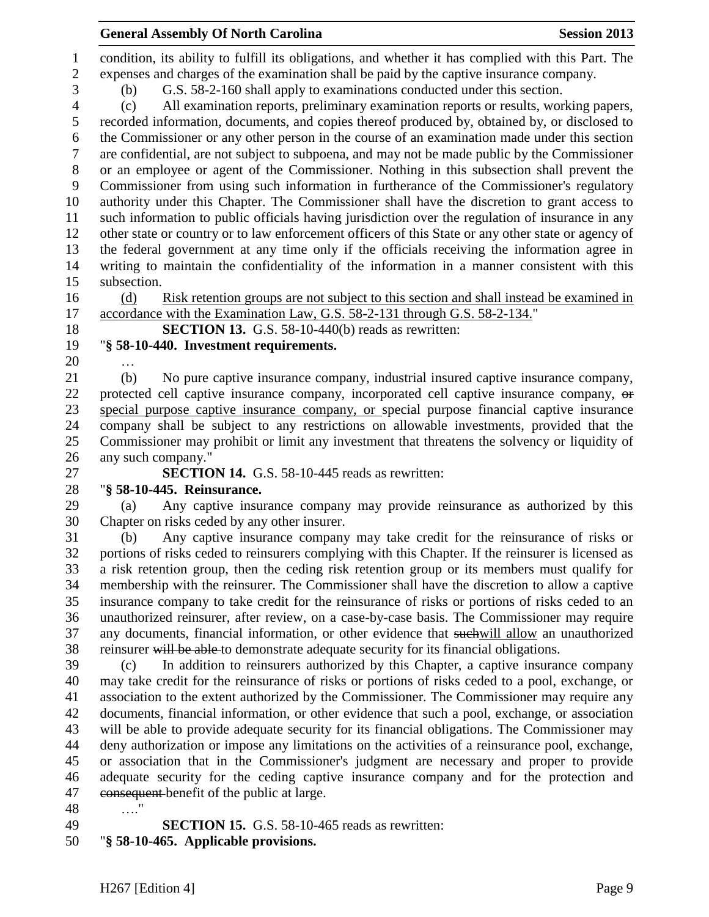condition, its ability to fulfill its obligations, and whether it has complied with this Part. The expenses and charges of the examination shall be paid by the captive insurance company.

(b) G.S. 58-2-160 shall apply to examinations conducted under this section.

(c) All examination reports, preliminary examination reports or results, working papers, recorded information, documents, and copies thereof produced by, obtained by, or disclosed to the Commissioner or any other person in the course of an examination made under this section are confidential, are not subject to subpoena, and may not be made public by the Commissioner or an employee or agent of the Commissioner. Nothing in this subsection shall prevent the Commissioner from using such information in furtherance of the Commissioner's regulatory authority under this Chapter. The Commissioner shall have the discretion to grant access to such information to public officials having jurisdiction over the regulation of insurance in any other state or country or to law enforcement officers of this State or any other state or agency of the federal government at any time only if the officials receiving the information agree in writing to maintain the confidentiality of the information in a manner consistent with this subsection.

<u>(d) Risk retention groups are not subject to this section and shall instead be examined in accordance with the Examination Law, G.S. 58-2-131 through G.S. 58-2-134.</u>"

**SECTION 13.** G.S. 58-10-440(b) reads as rewritten:

"**§ 58-10-440. Investment requirements.**

…

(b) No pure captive insurance company, industrial insured captive insurance company, protected cell captive insurance company, incorporated cell captive insurance company, ~~or~~ <u>special purpose captive insurance company, or</u> special purpose financial captive insurance company shall be subject to any restrictions on allowable investments, provided that the Commissioner may prohibit or limit any investment that threatens the solvency or liquidity of any such company."

**SECTION 14.** G.S. 58-10-445 reads as rewritten:

"**§ 58-10-445. Reinsurance.**

(a) Any captive insurance company may provide reinsurance as authorized by this Chapter on risks ceded by any other insurer.

(b) Any captive insurance company may take credit for the reinsurance of risks or portions of risks ceded to reinsurers complying with this Chapter. If the reinsurer is licensed as a risk retention group, then the ceding risk retention group or its members must qualify for membership with the reinsurer. The Commissioner shall have the discretion to allow a captive insurance company to take credit for the reinsurance of risks or portions of risks ceded to an unauthorized reinsurer, after review, on a case-by-case basis. The Commissioner may require any documents, financial information, or other evidence that ~~such~~<u>will allow</u> an unauthorized reinsurer ~~will be able~~ to demonstrate adequate security for its financial obligations.

(c) In addition to reinsurers authorized by this Chapter, a captive insurance company may take credit for the reinsurance of risks or portions of risks ceded to a pool, exchange, or association to the extent authorized by the Commissioner. The Commissioner may require any documents, financial information, or other evidence that such a pool, exchange, or association will be able to provide adequate security for its financial obligations. The Commissioner may deny authorization or impose any limitations on the activities of a reinsurance pool, exchange, or association that in the Commissioner's judgment are necessary and proper to provide adequate security for the ceding captive insurance company and for the protection and ~~consequent~~ benefit of the public at large.

…."

**SECTION 15.** G.S. 58-10-465 reads as rewritten:

"**§ 58-10-465. Applicable provisions.**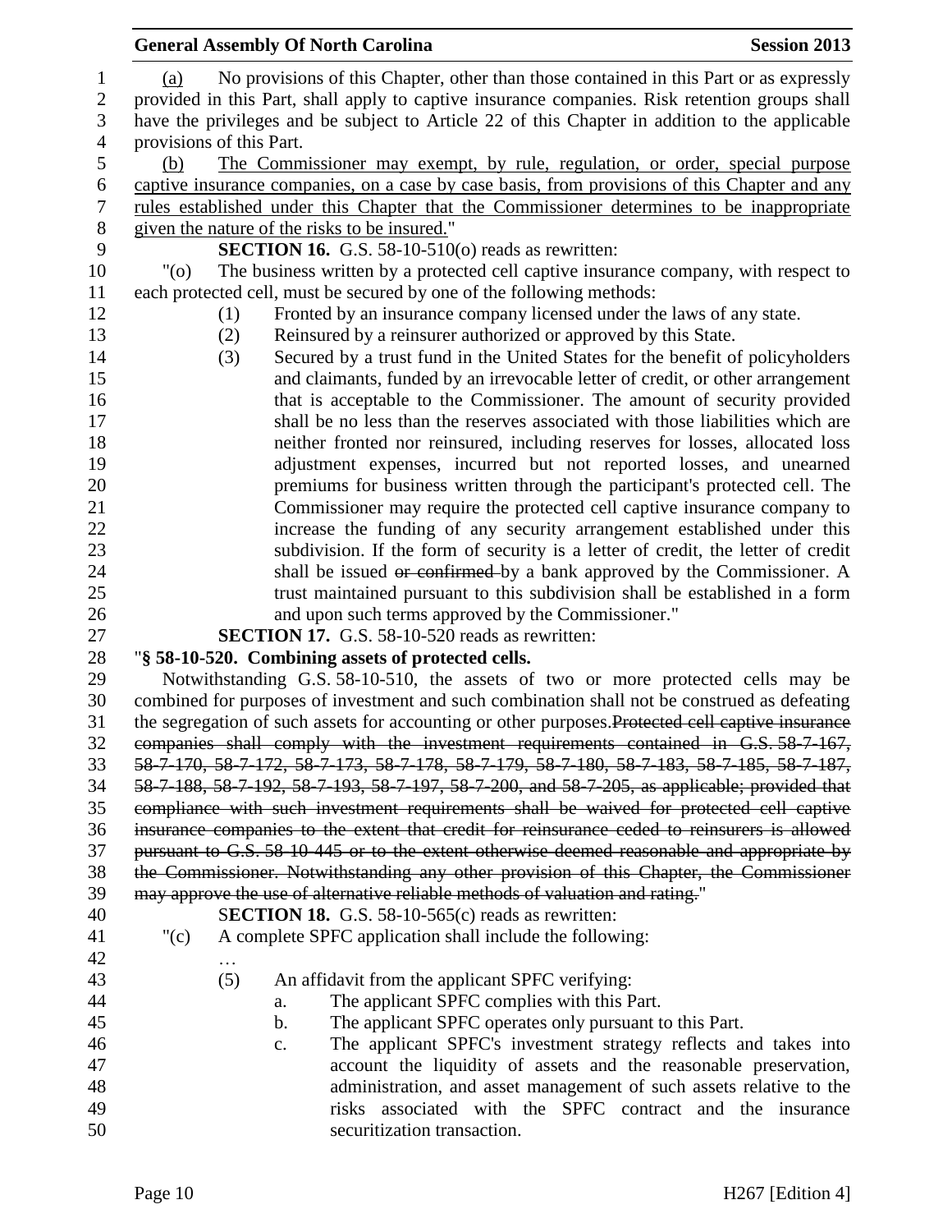(a) No provisions of this Chapter, other than those contained in this Part or as expressly provided in this Part, shall apply to captive insurance companies. Risk retention groups shall have the privileges and be subject to Article 22 of this Chapter in addition to the applicable provisions of this Part.

<u>(b) The Commissioner may exempt, by rule, regulation, or order, special purpose captive insurance companies, on a case by case basis, from provisions of this Chapter and any rules established under this Chapter that the Commissioner determines to be inappropriate given the nature of the risks to be insured.</u>"

**SECTION 16.** G.S. 58-10-510(o) reads as rewritten:

"(o) The business written by a protected cell captive insurance company, with respect to each protected cell, must be secured by one of the following methods:

(1) Fronted by an insurance company licensed under the laws of any state.

(2) Reinsured by a reinsurer authorized or approved by this State.

(3) Secured by a trust fund in the United States for the benefit of policyholders and claimants, funded by an irrevocable letter of credit, or other arrangement that is acceptable to the Commissioner. The amount of security provided shall be no less than the reserves associated with those liabilities which are neither fronted nor reinsured, including reserves for losses, allocated loss adjustment expenses, incurred but not reported losses, and unearned premiums for business written through the participant's protected cell. The Commissioner may require the protected cell captive insurance company to increase the funding of any security arrangement established under this subdivision. If the form of security is a letter of credit, the letter of credit shall be issued ~~or confirmed~~ by a bank approved by the Commissioner. A trust maintained pursuant to this subdivision shall be established in a form and upon such terms approved by the Commissioner."

**SECTION 17.** G.S. 58-10-520 reads as rewritten:

"**§ 58-10-520. Combining assets of protected cells.**

Notwithstanding G.S. 58-10-510, the assets of two or more protected cells may be combined for purposes of investment and such combination shall not be construed as defeating the segregation of such assets for accounting or other purposes.~~Protected cell captive insurance companies shall comply with the investment requirements contained in G.S. 58-7-167, 58-7-170, 58-7-172, 58-7-173, 58-7-178, 58-7-179, 58-7-180, 58-7-183, 58-7-185, 58-7-187, 58-7-188, 58-7-192, 58-7-193, 58-7-197, 58-7-200, and 58-7-205, as applicable; provided that compliance with such investment requirements shall be waived for protected cell captive insurance companies to the extent that credit for reinsurance ceded to reinsurers is allowed pursuant to G.S. 58-10-445 or to the extent otherwise deemed reasonable and appropriate by the Commissioner. Notwithstanding any other provision of this Chapter, the Commissioner may approve the use of alternative reliable methods of valuation and rating.~~"

**SECTION 18.** G.S. 58-10-565(c) reads as rewritten:

"(c) A complete SPFC application shall include the following:

…

(5) An affidavit from the applicant SPFC verifying:

a. The applicant SPFC complies with this Part.

b. The applicant SPFC operates only pursuant to this Part.

c. The applicant SPFC's investment strategy reflects and takes into account the liquidity of assets and the reasonable preservation, administration, and asset management of such assets relative to the risks associated with the SPFC contract and the insurance securitization transaction.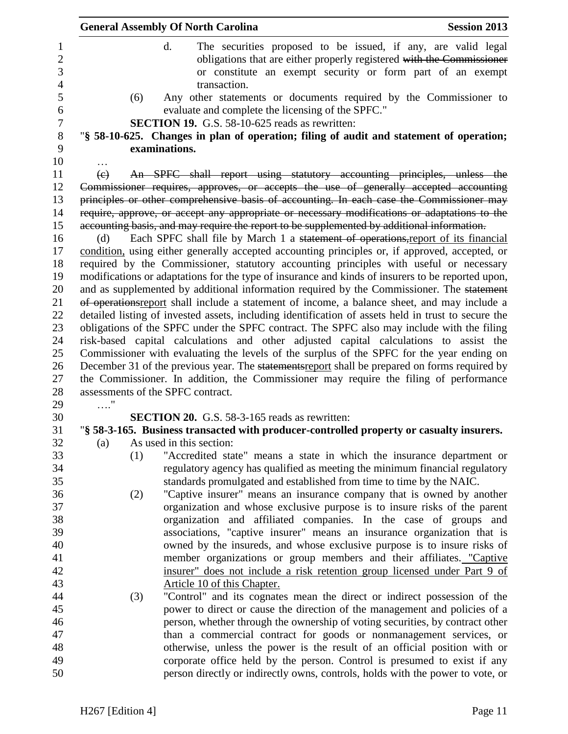d. The securities proposed to be issued, if any, are valid legal obligations that are either properly registered ~~with the Commissioner~~ or constitute an exempt security or form part of an exempt transaction.

(6) Any other statements or documents required by the Commissioner to evaluate and complete the licensing of the SPFC."

**SECTION 19.** G.S. 58-10-625 reads as rewritten:

"**§ 58-10-625. Changes in plan of operation; filing of audit and statement of operation; examinations.**

…

~~(c) An SPFC shall report using statutory accounting principles, unless the Commissioner requires, approves, or accepts the use of generally accepted accounting principles or other comprehensive basis of accounting. In each case the Commissioner may require, approve, or accept any appropriate or necessary modifications or adaptations to the accounting basis, and may require the report to be supplemented by additional information.~~

(d) Each SPFC shall file by March 1 a ~~statement of operations,~~<u>report of its financial condition,</u> using either generally accepted accounting principles or, if approved, accepted, or required by the Commissioner, statutory accounting principles with useful or necessary modifications or adaptations for the type of insurance and kinds of insurers to be reported upon, and as supplemented by additional information required by the Commissioner. The ~~statement of operations~~<u>report</u> shall include a statement of income, a balance sheet, and may include a detailed listing of invested assets, including identification of assets held in trust to secure the obligations of the SPFC under the SPFC contract. The SPFC also may include with the filing risk-based capital calculations and other adjusted capital calculations to assist the Commissioner with evaluating the levels of the surplus of the SPFC for the year ending on December 31 of the previous year. The ~~statements~~<u>report</u> shall be prepared on forms required by the Commissioner. In addition, the Commissioner may require the filing of performance assessments of the SPFC contract.

…."

**SECTION 20.** G.S. 58-3-165 reads as rewritten:

"**§ 58-3-165. Business transacted with producer-controlled property or casualty insurers.**

(a) As used in this section:

(1) "Accredited state" means a state in which the insurance department or regulatory agency has qualified as meeting the minimum financial regulatory standards promulgated and established from time to time by the NAIC.

(2) "Captive insurer" means an insurance company that is owned by another organization and whose exclusive purpose is to insure risks of the parent organization and affiliated companies. In the case of groups and associations, "captive insurer" means an insurance organization that is owned by the insureds, and whose exclusive purpose is to insure risks of member organizations or group members and their affiliates. <u>"Captive insurer" does not include a risk retention group licensed under Part 9 of Article 10 of this Chapter.</u>

(3) "Control" and its cognates mean the direct or indirect possession of the power to direct or cause the direction of the management and policies of a person, whether through the ownership of voting securities, by contract other than a commercial contract for goods or nonmanagement services, or otherwise, unless the power is the result of an official position with or corporate office held by the person. Control is presumed to exist if any person directly or indirectly owns, controls, holds with the power to vote, or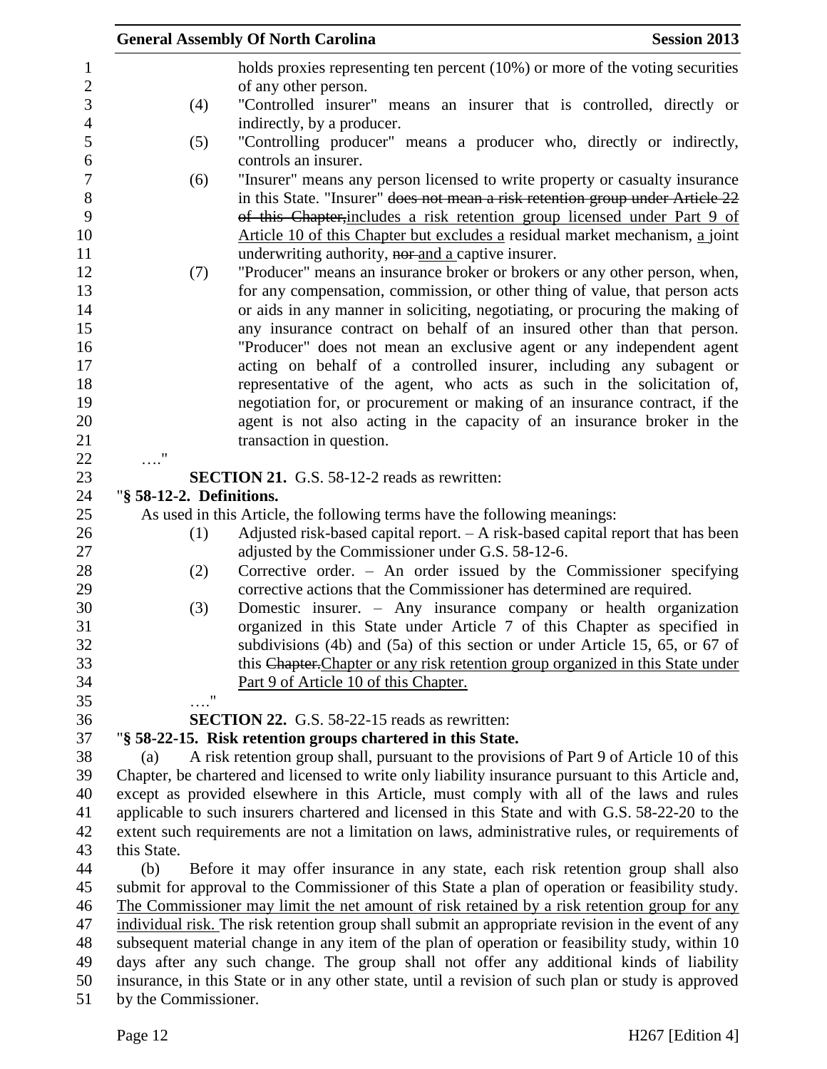holds proxies representing ten percent (10%) or more of the voting securities of any other person.

(4) "Controlled insurer" means an insurer that is controlled, directly or indirectly, by a producer.

(5) "Controlling producer" means a producer who, directly or indirectly, controls an insurer.

(6) "Insurer" means any person licensed to write property or casualty insurance in this State. "Insurer" ~~does not mean a risk retention group under Article 22 of this Chapter,~~includes a risk retention group licensed under Part 9 of Article 10 of this Chapter but excludes a residual market mechanism, a joint underwriting authority, ~~nor~~ and a captive insurer.

(7) "Producer" means an insurance broker or brokers or any other person, when, for any compensation, commission, or other thing of value, that person acts or aids in any manner in soliciting, negotiating, or procuring the making of any insurance contract on behalf of an insured other than that person. "Producer" does not mean an exclusive agent or any independent agent acting on behalf of a controlled insurer, including any subagent or representative of the agent, who acts as such in the solicitation of, negotiation for, or procurement or making of an insurance contract, if the agent is not also acting in the capacity of an insurance broker in the transaction in question.

…."

**SECTION 21.** G.S. 58-12-2 reads as rewritten:

"**§ 58-12-2. Definitions.**

As used in this Article, the following terms have the following meanings:

(1) Adjusted risk-based capital report. – A risk-based capital report that has been adjusted by the Commissioner under G.S. 58-12-6.

(2) Corrective order. – An order issued by the Commissioner specifying corrective actions that the Commissioner has determined are required.

(3) Domestic insurer. – Any insurance company or health organization organized in this State under Article 7 of this Chapter as specified in subdivisions (4b) and (5a) of this section or under Article 15, 65, or 67 of this ~~Chapter.~~Chapter or any risk retention group organized in this State under Part 9 of Article 10 of this Chapter.

…."

**SECTION 22.** G.S. 58-22-15 reads as rewritten:

"**§ 58-22-15. Risk retention groups chartered in this State.**

(a) A risk retention group shall, pursuant to the provisions of Part 9 of Article 10 of this Chapter, be chartered and licensed to write only liability insurance pursuant to this Article and, except as provided elsewhere in this Article, must comply with all of the laws and rules applicable to such insurers chartered and licensed in this State and with G.S. 58-22-20 to the extent such requirements are not a limitation on laws, administrative rules, or requirements of this State.

(b) Before it may offer insurance in any state, each risk retention group shall also submit for approval to the Commissioner of this State a plan of operation or feasibility study. The Commissioner may limit the net amount of risk retained by a risk retention group for any individual risk. The risk retention group shall submit an appropriate revision in the event of any subsequent material change in any item of the plan of operation or feasibility study, within 10 days after any such change. The group shall not offer any additional kinds of liability insurance, in this State or in any other state, until a revision of such plan or study is approved by the Commissioner.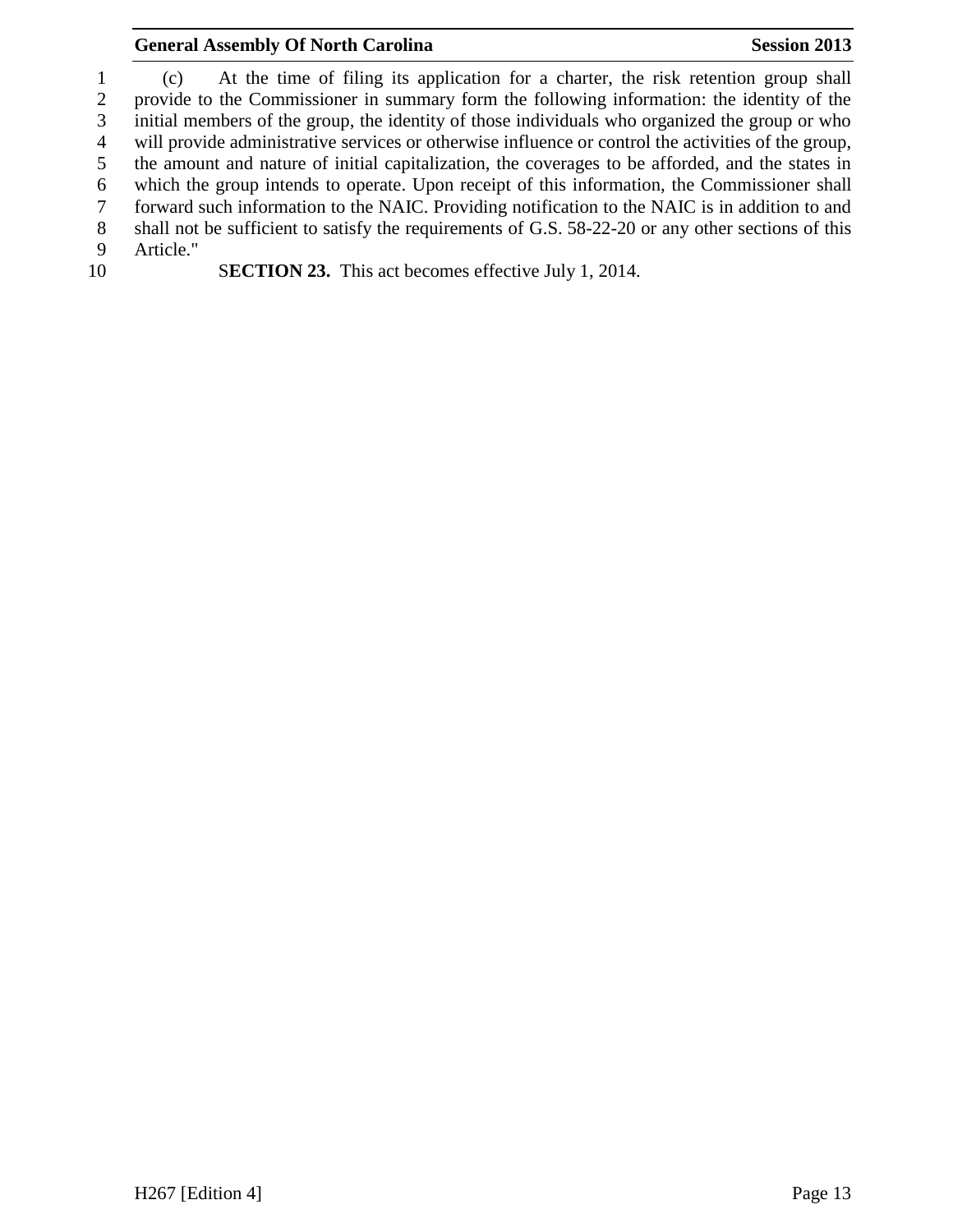(c) At the time of filing its application for a charter, the risk retention group shall provide to the Commissioner in summary form the following information: the identity of the initial members of the group, the identity of those individuals who organized the group or who will provide administrative services or otherwise influence or control the activities of the group, the amount and nature of initial capitalization, the coverages to be afforded, and the states in which the group intends to operate. Upon receipt of this information, the Commissioner shall forward such information to the NAIC. Providing notification to the NAIC is in addition to and shall not be sufficient to satisfy the requirements of G.S. 58-22-20 or any other sections of this Article."

**SECTION 23.** This act becomes effective July 1, 2014.